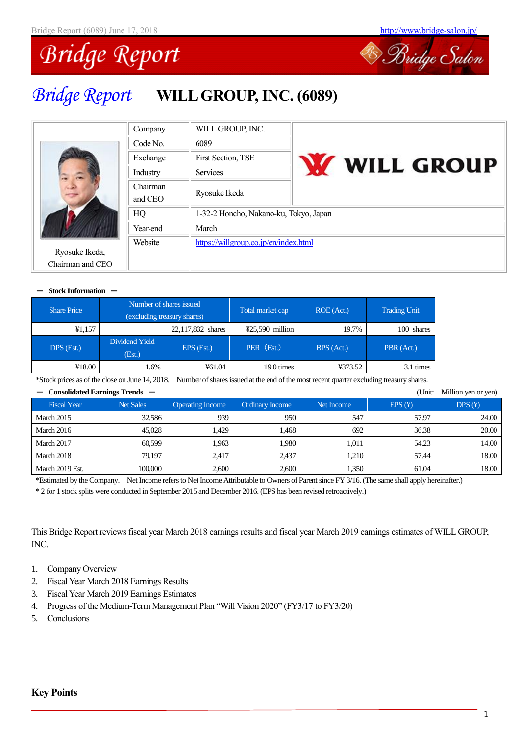# Bridge Report WILL GROUP, INC. (6089)

| Company | WILL GROUP, INC. |
| --- | --- |
| Code No. | 6089 |
| Exchange | First Section, TSE |
| Industry | Services |
| Chairman and CEO | Ryosuke Ikeda |
| HQ | 1-32-2 Honcho, Nakano-ku, Tokyo, Japan |
| Year-end | March |
| Website | https://willgroup.co.jp/en/index.html |

Ryosuke Ikeda, Chairman and CEO

**— Stock Information —**

| Share Price | Number of shares issued (excluding treasury shares) | | Total market cap | ROE (Act.) | Trading Unit |
| --- | --- | --- | --- | --- | --- |
| ¥1,157 | 22,117,832 shares | | ¥25,590 million | 19.7% | 100 shares |
| **DPS (Est.)** | **Dividend Yield (Est.)** | **EPS (Est.)** | **PER (Est.)** | **BPS (Act.)** | **PBR (Act.)** |
| ¥18.00 | 1.6% | ¥61.04 | 19.0 times | ¥373.52 | 3.1 times |

*Stock prices as of the close on June 14, 2018. Number of shares issued at the end of the most recent quarter excluding treasury shares.

**— Consolidated Earnings Trends —** (Unit: Million yen or yen)

| Fiscal Year | Net Sales | Operating Income | Ordinary Income | Net Income | EPS (¥) | DPS (¥) |
| --- | --- | --- | --- | --- | --- | --- |
| March 2015 | 32,586 | 939 | 950 | 547 | 57.97 | 24.00 |
| March 2016 | 45,028 | 1,429 | 1,468 | 692 | 36.38 | 20.00 |
| March 2017 | 60,599 | 1,963 | 1,980 | 1,011 | 54.23 | 14.00 |
| March 2018 | 79,197 | 2,417 | 2,437 | 1,210 | 57.44 | 18.00 |
| March 2019 Est. | 100,000 | 2,600 | 2,600 | 1,350 | 61.04 | 18.00 |

*Estimated by the Company. Net Income refers to Net Income Attributable to Owners of Parent since FY 3/16. (The same shall apply hereinafter.)
* 2 for 1 stock splits were conducted in September 2015 and December 2016. (EPS has been revised retroactively.)

This Bridge Report reviews fiscal year March 2018 earnings results and fiscal year March 2019 earnings estimates of WILL GROUP, INC.

1. Company Overview
2. Fiscal Year March 2018 Earnings Results
3. Fiscal Year March 2019 Earnings Estimates
4. Progress of the Medium-Term Management Plan “Will Vision 2020” (FY3/17 to FY3/20)
5. Conclusions

## Key Points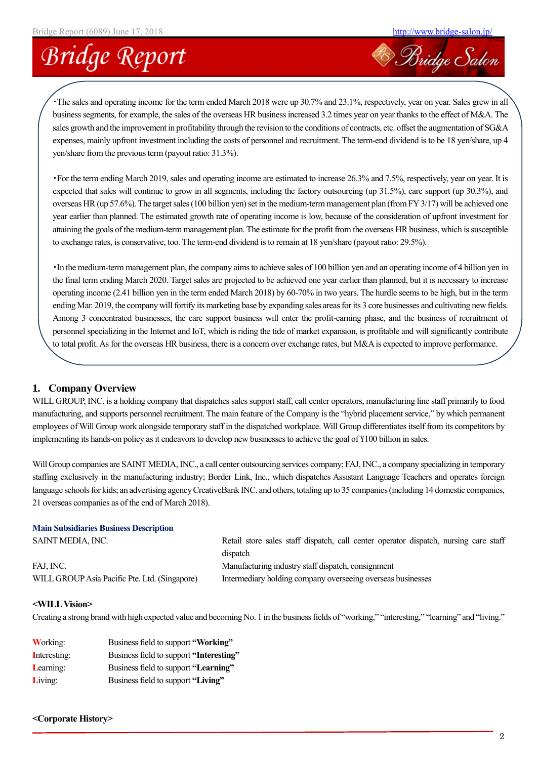・The sales and operating income for the term ended March 2018 were up 30.7% and 23.1%, respectively, year on year. Sales grew in all business segments, for example, the sales of the overseas HR business increased 3.2 times year on year thanks to the effect of M&A. The sales growth and the improvement in profitability through the revision to the conditions of contracts, etc. offset the augmentation of SG&A expenses, mainly upfront investment including the costs of personnel and recruitment. The term-end dividend is to be 18 yen/share, up 4 yen/share from the previous term (payout ratio: 31.3%).

・For the term ending March 2019, sales and operating income are estimated to increase 26.3% and 7.5%, respectively, year on year. It is expected that sales will continue to grow in all segments, including the factory outsourcing (up 31.5%), care support (up 30.3%), and overseas HR (up 57.6%). The target sales (100 billion yen) set in the medium-term management plan (from FY 3/17) will be achieved one year earlier than planned. The estimated growth rate of operating income is low, because of the consideration of upfront investment for attaining the goals of the medium-term management plan. The estimate for the profit from the overseas HR business, which is susceptible to exchange rates, is conservative, too. The term-end dividend is to remain at 18 yen/share (payout ratio: 29.5%).

・In the medium-term management plan, the company aims to achieve sales of 100 billion yen and an operating income of 4 billion yen in the final term ending March 2020. Target sales are projected to be achieved one year earlier than planned, but it is necessary to increase operating income (2.41 billion yen in the term ended March 2018) by 60-70% in two years. The hurdle seems to be high, but in the term ending Mar. 2019, the company will fortify its marketing base by expanding sales areas for its 3 core businesses and cultivating new fields. Among 3 concentrated businesses, the care support business will enter the profit-earning phase, and the business of recruitment of personnel specializing in the Internet and IoT, which is riding the tide of market expansion, is profitable and will significantly contribute to total profit. As for the overseas HR business, there is a concern over exchange rates, but M&A is expected to improve performance.

## 1. Company Overview

WILL GROUP, INC. is a holding company that dispatches sales support staff, call center operators, manufacturing line staff primarily to food manufacturing, and supports personnel recruitment. The main feature of the Company is the "hybrid placement service," by which permanent employees of Will Group work alongside temporary staff in the dispatched workplace. Will Group differentiates itself from its competitors by implementing its hands-on policy as it endeavors to develop new businesses to achieve the goal of ¥100 billion in sales.

Will Group companies are SAINT MEDIA, INC., a call center outsourcing services company; FAJ, INC., a company specializing in temporary staffing exclusively in the manufacturing industry; Border Link, Inc., which dispatches Assistant Language Teachers and operates foreign language schools for kids; an advertising agency CreativeBank INC. and others, totaling up to 35 companies (including 14 domestic companies, 21 overseas companies as of the end of March 2018).

**Main Subsidiaries Business Description**

| | |
|---|---|
| SAINT MEDIA, INC. | Retail store sales staff dispatch, call center operator dispatch, nursing care staff dispatch |
| FAJ, INC. | Manufacturing industry staff dispatch, consignment |
| WILL GROUP Asia Pacific Pte. Ltd. (Singapore) | Intermediary holding company overseeing overseas businesses |

**<WILL Vision>**

Creating a strong brand with high expected value and becoming No. 1 in the business fields of "working," "interesting," "learning" and "living."

| | |
|---|---|
| **W**orking: | Business field to support **"Working"** |
| **I**nteresting: | Business field to support **"Interesting"** |
| **L**earning: | Business field to support **"Learning"** |
| **L**iving: | Business field to support **"Living"** |

**<Corporate History>**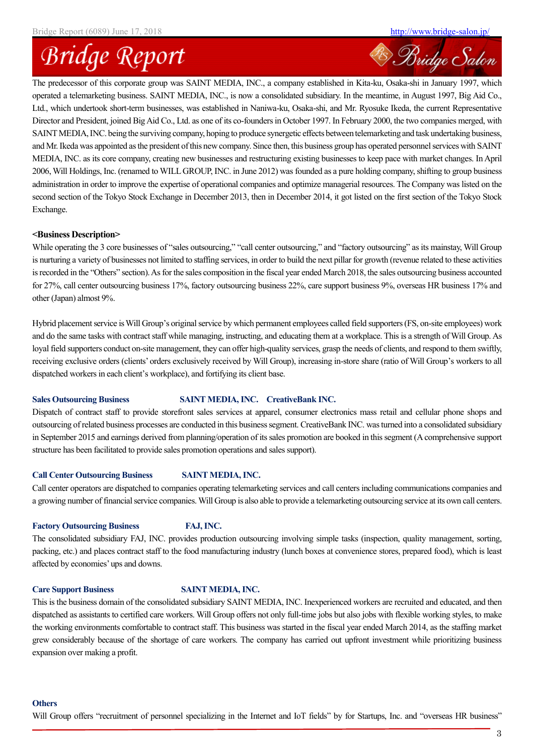The predecessor of this corporate group was SAINT MEDIA, INC., a company established in Kita-ku, Osaka-shi in January 1997, which operated a telemarketing business. SAINT MEDIA, INC., is now a consolidated subsidiary. In the meantime, in August 1997, Big Aid Co., Ltd., which undertook short-term businesses, was established in Naniwa-ku, Osaka-shi, and Mr. Ryosuke Ikeda, the current Representative Director and President, joined Big Aid Co., Ltd. as one of its co-founders in October 1997. In February 2000, the two companies merged, with SAINT MEDIA, INC. being the surviving company, hoping to produce synergetic effects between telemarketing and task undertaking business, and Mr. Ikeda was appointed as the president of this new company. Since then, this business group has operated personnel services with SAINT MEDIA, INC. as its core company, creating new businesses and restructuring existing businesses to keep pace with market changes. In April 2006, Will Holdings, Inc. (renamed to WILL GROUP, INC. in June 2012) was founded as a pure holding company, shifting to group business administration in order to improve the expertise of operational companies and optimize managerial resources. The Company was listed on the second section of the Tokyo Stock Exchange in December 2013, then in December 2014, it got listed on the first section of the Tokyo Stock Exchange.

**<Business Description>**

While operating the 3 core businesses of "sales outsourcing," "call center outsourcing," and "factory outsourcing" as its mainstay, Will Group is nurturing a variety of businesses not limited to staffing services, in order to build the next pillar for growth (revenue related to these activities is recorded in the "Others" section). As for the sales composition in the fiscal year ended March 2018, the sales outsourcing business accounted for 27%, call center outsourcing business 17%, factory outsourcing business 22%, care support business 9%, overseas HR business 17% and other (Japan) almost 9%.

Hybrid placement service is Will Group's original service by which permanent employees called field supporters (FS, on-site employees) work and do the same tasks with contract staff while managing, instructing, and educating them at a workplace. This is a strength of Will Group. As loyal field supporters conduct on-site management, they can offer high-quality services, grasp the needs of clients, and respond to them swiftly, receiving exclusive orders (clients' orders exclusively received by Will Group), increasing in-store share (ratio of Will Group's workers to all dispatched workers in each client's workplace), and fortifying its client base.

**Sales Outsourcing Business** **SAINT MEDIA, INC. CreativeBank INC.**

Dispatch of contract staff to provide storefront sales services at apparel, consumer electronics mass retail and cellular phone shops and outsourcing of related business processes are conducted in this business segment. CreativeBank INC. was turned into a consolidated subsidiary in September 2015 and earnings derived from planning/operation of its sales promotion are booked in this segment (A comprehensive support structure has been facilitated to provide sales promotion operations and sales support).

**Call Center Outsourcing Business** **SAINT MEDIA, INC.**

Call center operators are dispatched to companies operating telemarketing services and call centers including communications companies and a growing number of financial service companies. Will Group is also able to provide a telemarketing outsourcing service at its own call centers.

**Factory Outsourcing Business** **FAJ, INC.**

The consolidated subsidiary FAJ, INC. provides production outsourcing involving simple tasks (inspection, quality management, sorting, packing, etc.) and places contract staff to the food manufacturing industry (lunch boxes at convenience stores, prepared food), which is least affected by economies' ups and downs.

**Care Support Business** **SAINT MEDIA, INC.**

This is the business domain of the consolidated subsidiary SAINT MEDIA, INC. Inexperienced workers are recruited and educated, and then dispatched as assistants to certified care workers. Will Group offers not only full-time jobs but also jobs with flexible working styles, to make the working environments comfortable to contract staff. This business was started in the fiscal year ended March 2014, as the staffing market grew considerably because of the shortage of care workers. The company has carried out upfront investment while prioritizing business expansion over making a profit.

**Others**

Will Group offers "recruitment of personnel specializing in the Internet and IoT fields" by for Startups, Inc. and "overseas HR business"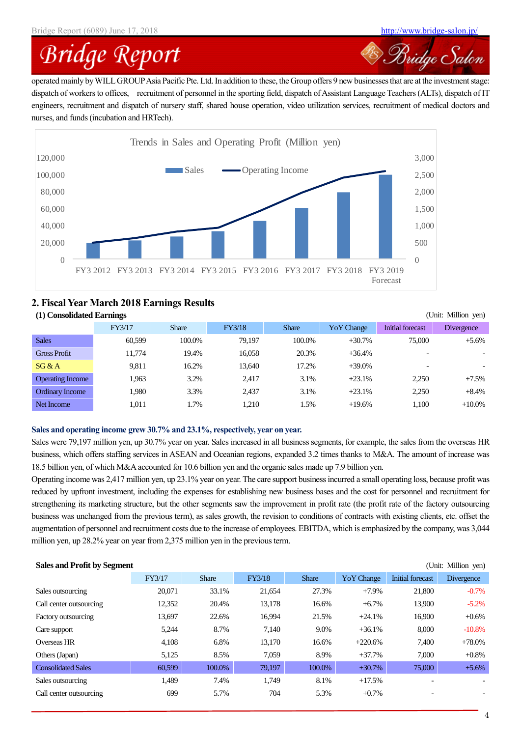operated mainly by WILL GROUP Asia Pacific Pte. Ltd. In addition to these, the Group offers 9 new businesses that are at the investment stage: dispatch of workers to offices, recruitment of personnel in the sporting field, dispatch of Assistant Language Teachers (ALTs), dispatch of IT engineers, recruitment and dispatch of nursery staff, shared house operation, video utilization services, recruitment of medical doctors and nurses, and funds (incubation and HRTech).

Trends in Sales and Operating Profit (Million yen)

## 2. Fiscal Year March 2018 Earnings Results

### (1) Consolidated Earnings

(Unit: Million yen)

| | FY3/17 | Share | FY3/18 | Share | YoY Change | Initial forecast | Divergence |
|---|---|---|---|---|---|---|---|
| Sales | 60,599 | 100.0% | 79,197 | 100.0% | +30.7% | 75,000 | +5.6% |
| Gross Profit | 11,774 | 19.4% | 16,058 | 20.3% | +36.4% | - | - |
| SG & A | 9,811 | 16.2% | 13,640 | 17.2% | +39.0% | - | - |
| Operating Income | 1,963 | 3.2% | 2,417 | 3.1% | +23.1% | 2,250 | +7.5% |
| Ordinary Income | 1,980 | 3.3% | 2,437 | 3.1% | +23.1% | 2,250 | +8.4% |
| Net Income | 1,011 | 1.7% | 1,210 | 1.5% | +19.6% | 1,100 | +10.0% |

**Sales and operating income grew 30.7% and 23.1%, respectively, year on year.**

Sales were 79,197 million yen, up 30.7% year on year. Sales increased in all business segments, for example, the sales from the overseas HR business, which offers staffing services in ASEAN and Oceanian regions, expanded 3.2 times thanks to M&A. The amount of increase was 18.5 billion yen, of which M&A accounted for 10.6 billion yen and the organic sales made up 7.9 billion yen.

Operating income was 2,417 million yen, up 23.1% year on year. The care support business incurred a small operating loss, because profit was reduced by upfront investment, including the expenses for establishing new business bases and the cost for personnel and recruitment for strengthening its marketing structure, but the other segments saw the improvement in profit rate (the profit rate of the factory outsourcing business was unchanged from the previous term), as sales growth, the revision to conditions of contracts with existing clients, etc. offset the augmentation of personnel and recruitment costs due to the increase of employees. EBITDA, which is emphasized by the company, was 3,044 million yen, up 28.2% year on year from 2,375 million yen in the previous term.

**Sales and Profit by Segment**

(Unit: Million yen)

| | FY3/17 | Share | FY3/18 | Share | YoY Change | Initial forecast | Divergence |
|---|---|---|---|---|---|---|---|
| Sales outsourcing | 20,071 | 33.1% | 21,654 | 27.3% | +7.9% | 21,800 | -0.7% |
| Call center outsourcing | 12,352 | 20.4% | 13,178 | 16.6% | +6.7% | 13,900 | -5.2% |
| Factory outsourcing | 13,697 | 22.6% | 16,994 | 21.5% | +24.1% | 16,900 | +0.6% |
| Care support | 5,244 | 8.7% | 7,140 | 9.0% | +36.1% | 8,000 | -10.8% |
| Overseas HR | 4,108 | 6.8% | 13,170 | 16.6% | +220.6% | 7,400 | +78.0% |
| Others (Japan) | 5,125 | 8.5% | 7,059 | 8.9% | +37.7% | 7,000 | +0.8% |
| Consolidated Sales | 60,599 | 100.0% | 79,197 | 100.0% | +30.7% | 75,000 | +5.6% |
| Sales outsourcing | 1,489 | 7.4% | 1,749 | 8.1% | +17.5% | - | - |
| Call center outsourcing | 699 | 5.7% | 704 | 5.3% | +0.7% | - | - |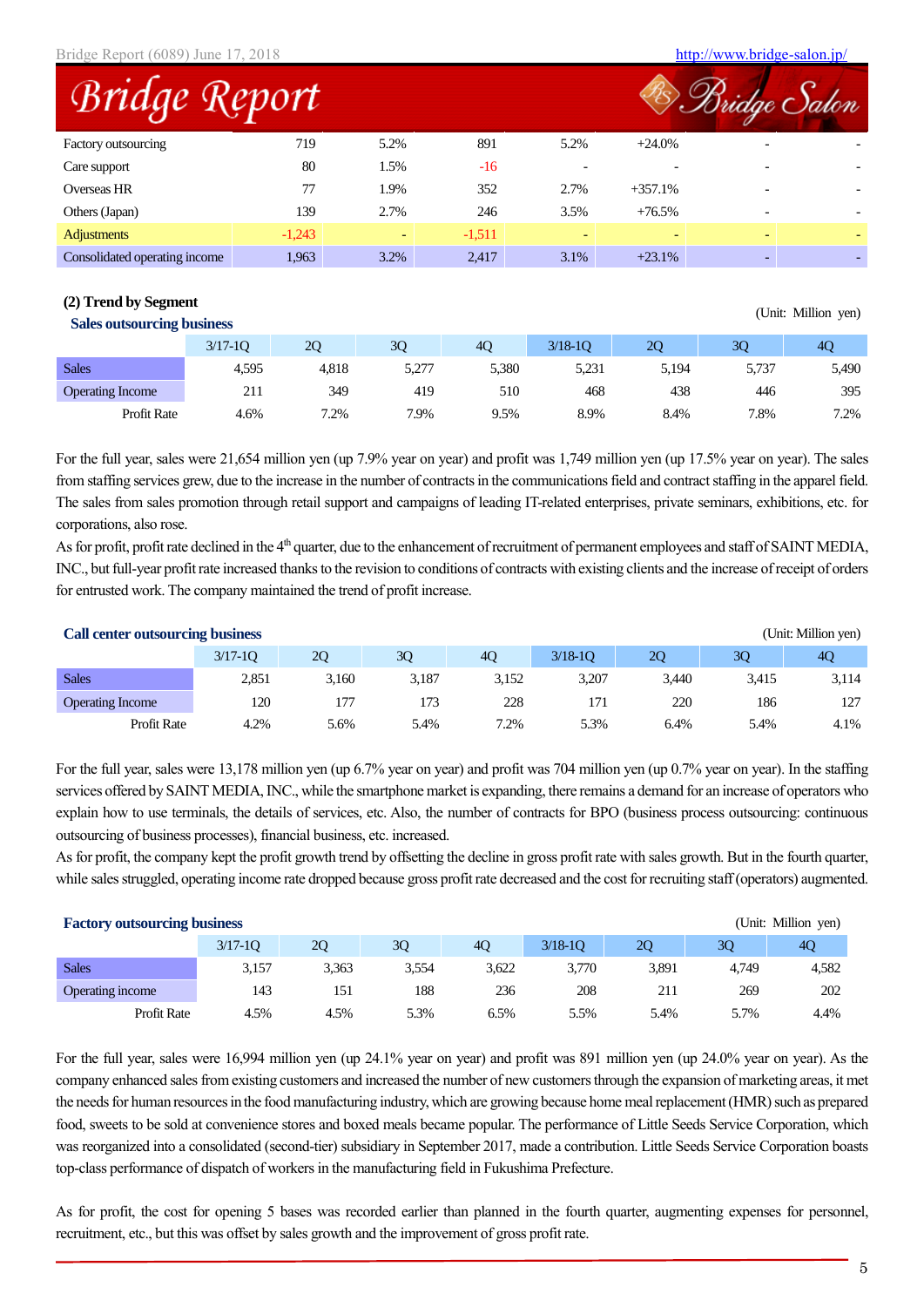| | | | | | | | |
|---|---|---|---|---|---|---|---|
| Factory outsourcing | 719 | 5.2% | 891 | 5.2% | +24.0% | - | - |
| Care support | 80 | 1.5% | -16 | - | - | - | - |
| Overseas HR | 77 | 1.9% | 352 | 2.7% | +357.1% | - | - |
| Others (Japan) | 139 | 2.7% | 246 | 3.5% | +76.5% | - | - |
| Adjustments | -1,243 | - | -1,511 | - | - | - | - |
| Consolidated operating income | 1,963 | 3.2% | 2,417 | 3.1% | +23.1% | - | - |

### (2) Trend by Segment

**Sales outsourcing business**

(Unit: Million yen)

| | 3/17-1Q | 2Q | 3Q | 4Q | 3/18-1Q | 2Q | 3Q | 4Q |
|---|---|---|---|---|---|---|---|---|
| Sales | 4,595 | 4,818 | 5,277 | 5,380 | 5,231 | 5,194 | 5,737 | 5,490 |
| Operating Income | 211 | 349 | 419 | 510 | 468 | 438 | 446 | 395 |
| Profit Rate | 4.6% | 7.2% | 7.9% | 9.5% | 8.9% | 8.4% | 7.8% | 7.2% |

For the full year, sales were 21,654 million yen (up 7.9% year on year) and profit was 1,749 million yen (up 17.5% year on year). The sales from staffing services grew, due to the increase in the number of contracts in the communications field and contract staffing in the apparel field. The sales from sales promotion through retail support and campaigns of leading IT-related enterprises, private seminars, exhibitions, etc. for corporations, also rose.

As for profit, profit rate declined in the 4th quarter, due to the enhancement of recruitment of permanent employees and staff of SAINT MEDIA, INC., but full-year profit rate increased thanks to the revision to conditions of contracts with existing clients and the increase of receipt of orders for entrusted work. The company maintained the trend of profit increase.

**Call center outsourcing business**

(Unit: Million yen)

| | 3/17-1Q | 2Q | 3Q | 4Q | 3/18-1Q | 2Q | 3Q | 4Q |
|---|---|---|---|---|---|---|---|---|
| Sales | 2,851 | 3,160 | 3,187 | 3,152 | 3,207 | 3,440 | 3,415 | 3,114 |
| Operating Income | 120 | 177 | 173 | 228 | 171 | 220 | 186 | 127 |
| Profit Rate | 4.2% | 5.6% | 5.4% | 7.2% | 5.3% | 6.4% | 5.4% | 4.1% |

For the full year, sales were 13,178 million yen (up 6.7% year on year) and profit was 704 million yen (up 0.7% year on year). In the staffing services offered by SAINT MEDIA, INC., while the smartphone market is expanding, there remains a demand for an increase of operators who explain how to use terminals, the details of services, etc. Also, the number of contracts for BPO (business process outsourcing: continuous outsourcing of business processes), financial business, etc. increased.

As for profit, the company kept the profit growth trend by offsetting the decline in gross profit rate with sales growth. But in the fourth quarter, while sales struggled, operating income rate dropped because gross profit rate decreased and the cost for recruiting staff (operators) augmented.

**Factory outsourcing business**

(Unit: Million yen)

| | 3/17-1Q | 2Q | 3Q | 4Q | 3/18-1Q | 2Q | 3Q | 4Q |
|---|---|---|---|---|---|---|---|---|
| Sales | 3,157 | 3,363 | 3,554 | 3,622 | 3,770 | 3,891 | 4,749 | 4,582 |
| Operating income | 143 | 151 | 188 | 236 | 208 | 211 | 269 | 202 |
| Profit Rate | 4.5% | 4.5% | 5.3% | 6.5% | 5.5% | 5.4% | 5.7% | 4.4% |

For the full year, sales were 16,994 million yen (up 24.1% year on year) and profit was 891 million yen (up 24.0% year on year). As the company enhanced sales from existing customers and increased the number of new customers through the expansion of marketing areas, it met the needs for human resources in the food manufacturing industry, which are growing because home meal replacement (HMR) such as prepared food, sweets to be sold at convenience stores and boxed meals became popular. The performance of Little Seeds Service Corporation, which was reorganized into a consolidated (second-tier) subsidiary in September 2017, made a contribution. Little Seeds Service Corporation boasts top-class performance of dispatch of workers in the manufacturing field in Fukushima Prefecture.

As for profit, the cost for opening 5 bases was recorded earlier than planned in the fourth quarter, augmenting expenses for personnel, recruitment, etc., but this was offset by sales growth and the improvement of gross profit rate.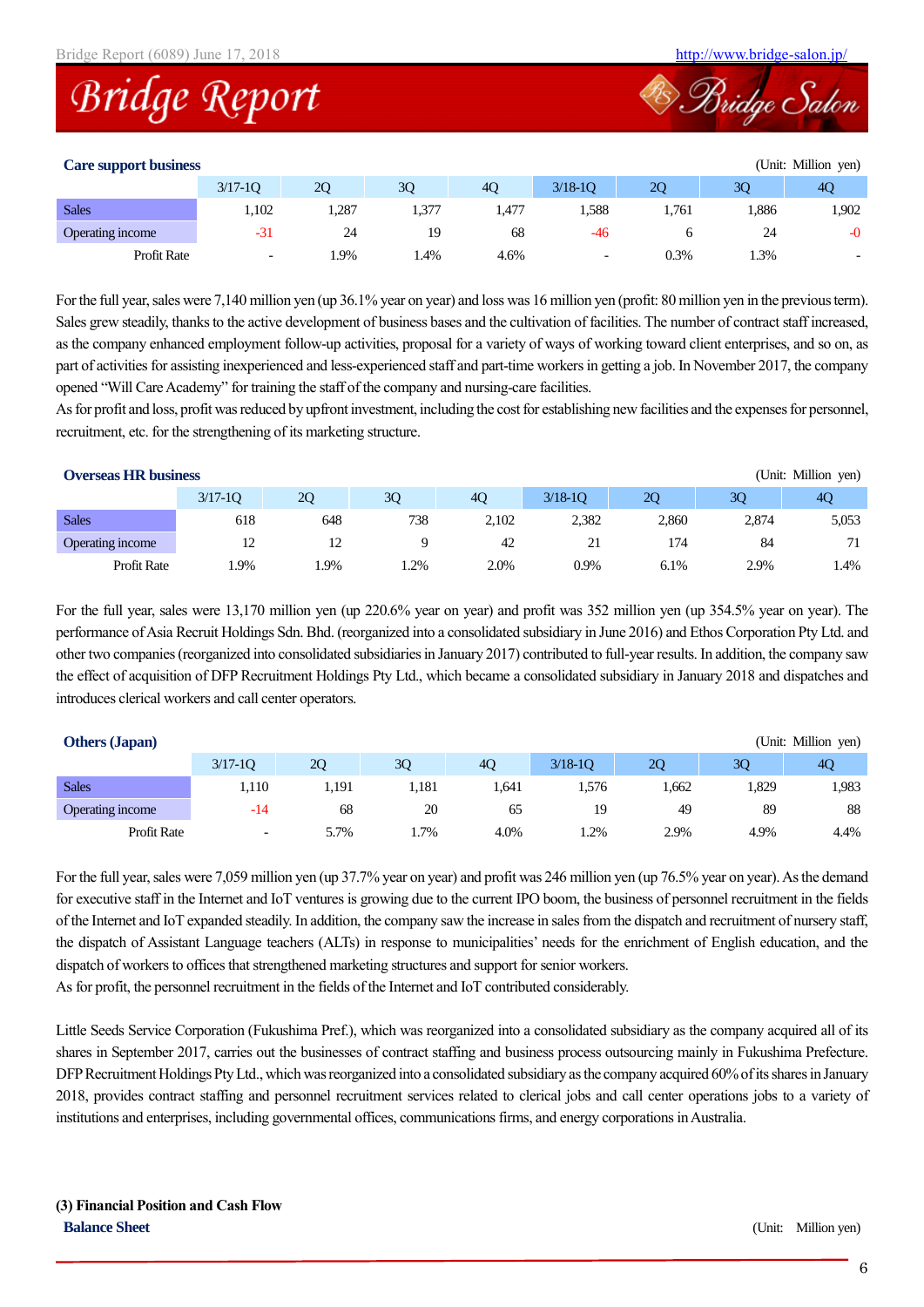### Care support business

(Unit: Million yen)

| | 3/17-1Q | 2Q | 3Q | 4Q | 3/18-1Q | 2Q | 3Q | 4Q |
|---|---|---|---|---|---|---|---|---|
| Sales | 1,102 | 1,287 | 1,377 | 1,477 | 1,588 | 1,761 | 1,886 | 1,902 |
| Operating income | -31 | 24 | 19 | 68 | -46 | 6 | 24 | -0 |
| Profit Rate | - | 1.9% | 1.4% | 4.6% | - | 0.3% | 1.3% | - |

For the full year, sales were 7,140 million yen (up 36.1% year on year) and loss was 16 million yen (profit: 80 million yen in the previous term). Sales grew steadily, thanks to the active development of business bases and the cultivation of facilities. The number of contract staff increased, as the company enhanced employment follow-up activities, proposal for a variety of ways of working toward client enterprises, and so on, as part of activities for assisting inexperienced and less-experienced staff and part-time workers in getting a job. In November 2017, the company opened "Will Care Academy" for training the staff of the company and nursing-care facilities.

As for profit and loss, profit was reduced by upfront investment, including the cost for establishing new facilities and the expenses for personnel, recruitment, etc. for the strengthening of its marketing structure.

### Overseas HR business

(Unit: Million yen)

| | 3/17-1Q | 2Q | 3Q | 4Q | 3/18-1Q | 2Q | 3Q | 4Q |
|---|---|---|---|---|---|---|---|---|
| Sales | 618 | 648 | 738 | 2,102 | 2,382 | 2,860 | 2,874 | 5,053 |
| Operating income | 12 | 12 | 9 | 42 | 21 | 174 | 84 | 71 |
| Profit Rate | 1.9% | 1.9% | 1.2% | 2.0% | 0.9% | 6.1% | 2.9% | 1.4% |

For the full year, sales were 13,170 million yen (up 220.6% year on year) and profit was 352 million yen (up 354.5% year on year). The performance of Asia Recruit Holdings Sdn. Bhd. (reorganized into a consolidated subsidiary in June 2016) and Ethos Corporation Pty Ltd. and other two companies (reorganized into consolidated subsidiaries in January 2017) contributed to full-year results. In addition, the company saw the effect of acquisition of DFP Recruitment Holdings Pty Ltd., which became a consolidated subsidiary in January 2018 and dispatches and introduces clerical workers and call center operators.

### Others (Japan)

(Unit: Million yen)

| | 3/17-1Q | 2Q | 3Q | 4Q | 3/18-1Q | 2Q | 3Q | 4Q |
|---|---|---|---|---|---|---|---|---|
| Sales | 1,110 | 1,191 | 1,181 | 1,641 | 1,576 | 1,662 | 1,829 | 1,983 |
| Operating income | -14 | 68 | 20 | 65 | 19 | 49 | 89 | 88 |
| Profit Rate | - | 5.7% | 1.7% | 4.0% | 1.2% | 2.9% | 4.9% | 4.4% |

For the full year, sales were 7,059 million yen (up 37.7% year on year) and profit was 246 million yen (up 76.5% year on year). As the demand for executive staff in the Internet and IoT ventures is growing due to the current IPO boom, the business of personnel recruitment in the fields of the Internet and IoT expanded steadily. In addition, the company saw the increase in sales from the dispatch and recruitment of nursery staff, the dispatch of Assistant Language teachers (ALTs) in response to municipalities' needs for the enrichment of English education, and the dispatch of workers to offices that strengthened marketing structures and support for senior workers.

As for profit, the personnel recruitment in the fields of the Internet and IoT contributed considerably.

Little Seeds Service Corporation (Fukushima Pref.), which was reorganized into a consolidated subsidiary as the company acquired all of its shares in September 2017, carries out the businesses of contract staffing and business process outsourcing mainly in Fukushima Prefecture. DFP Recruitment Holdings Pty Ltd., which was reorganized into a consolidated subsidiary as the company acquired 60% of its shares in January 2018, provides contract staffing and personnel recruitment services related to clerical jobs and call center operations jobs to a variety of institutions and enterprises, including governmental offices, communications firms, and energy corporations in Australia.

**(3) Financial Position and Cash Flow**

### Balance Sheet

(Unit: Million yen)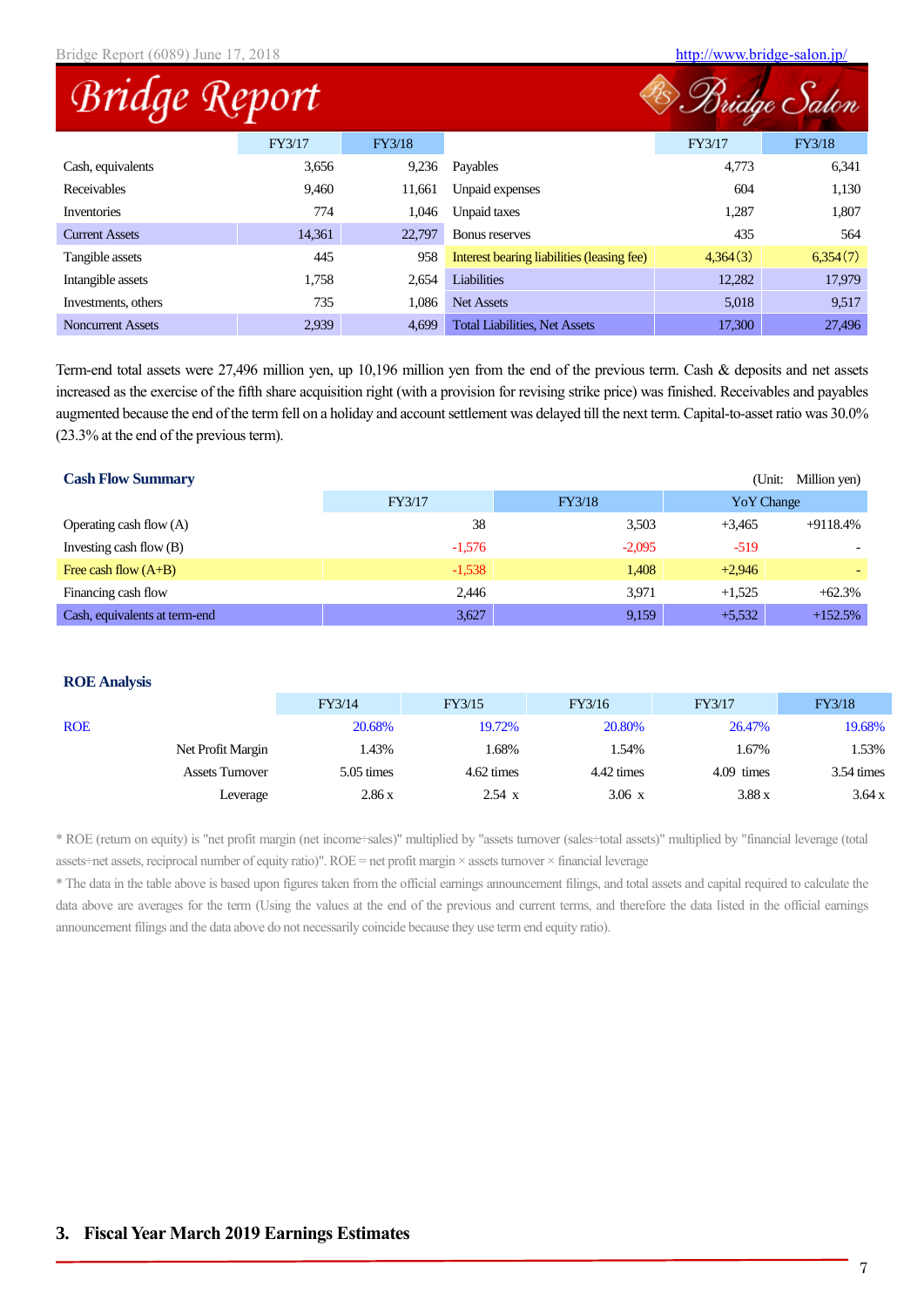| | FY3/17 | FY3/18 | | FY3/17 | FY3/18 |
|---|---|---|---|---|---|
| Cash, equivalents | 3,656 | 9,236 | Payables | 4,773 | 6,341 |
| Receivables | 9,460 | 11,661 | Unpaid expenses | 604 | 1,130 |
| Inventories | 774 | 1,046 | Unpaid taxes | 1,287 | 1,807 |
| Current Assets | 14,361 | 22,797 | Bonus reserves | 435 | 564 |
| Tangible assets | 445 | 958 | Interest bearing liabilities (leasing fee) | 4,364(3) | 6,354(7) |
| Intangible assets | 1,758 | 2,654 | Liabilities | 12,282 | 17,979 |
| Investments, others | 735 | 1,086 | Net Assets | 5,018 | 9,517 |
| Noncurrent Assets | 2,939 | 4,699 | Total Liabilities, Net Assets | 17,300 | 27,496 |

Term-end total assets were 27,496 million yen, up 10,196 million yen from the end of the previous term. Cash & deposits and net assets increased as the exercise of the fifth share acquisition right (with a provision for revising strike price) was finished. Receivables and payables augmented because the end of the term fell on a holiday and account settlement was delayed till the next term. Capital-to-asset ratio was 30.0% (23.3% at the end of the previous term).

### Cash Flow Summary

(Unit: Million yen)

| | FY3/17 | FY3/18 | YoY Change | |
|---|---|---|---|---|
| Operating cash flow (A) | 38 | 3,503 | +3,465 | +9118.4% |
| Investing cash flow (B) | -1,576 | -2,095 | -519 | - |
| Free cash flow (A+B) | -1,538 | 1,408 | +2,946 | - |
| Financing cash flow | 2,446 | 3,971 | +1,525 | +62.3% |
| Cash, equivalents at term-end | 3,627 | 9,159 | +5,532 | +152.5% |

### ROE Analysis

| | | FY3/14 | FY3/15 | FY3/16 | FY3/17 | FY3/18 |
|---|---|---|---|---|---|---|
| ROE | | 20.68% | 19.72% | 20.80% | 26.47% | 19.68% |
| | Net Profit Margin | 1.43% | 1.68% | 1.54% | 1.67% | 1.53% |
| | Assets Turnover | 5.05 times | 4.62 times | 4.42 times | 4.09 times | 3.54 times |
| | Leverage | 2.86 x | 2.54 x | 3.06 x | 3.88 x | 3.64 x |

* ROE (return on equity) is "net profit margin (net income÷sales)" multiplied by "assets turnover (sales÷total assets)" multiplied by "financial leverage (total assets÷net assets, reciprocal number of equity ratio)". ROE = net profit margin × assets turnover × financial leverage

* The data in the table above is based upon figures taken from the official earnings announcement filings, and total assets and capital required to calculate the data above are averages for the term (Using the values at the end of the previous and current terms, and therefore the data listed in the official earnings announcement filings and the data above do not necessarily coincide because they use term end equity ratio).

## 3. Fiscal Year March 2019 Earnings Estimates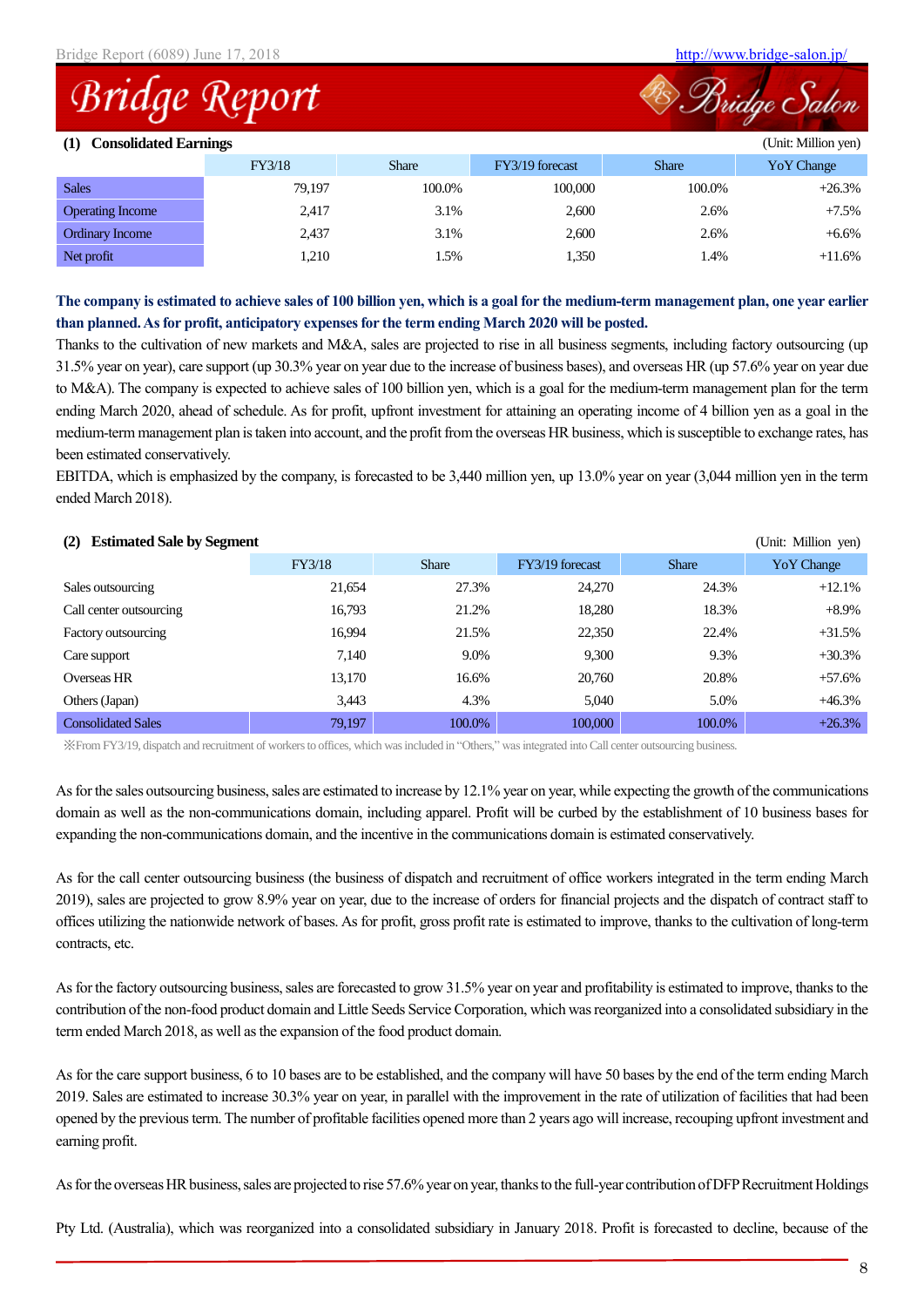## (1) Consolidated Earnings

(Unit: Million yen)

| | FY3/18 | Share | FY3/19 forecast | Share | YoY Change |
|---|---|---|---|---|---|
| Sales | 79,197 | 100.0% | 100,000 | 100.0% | +26.3% |
| Operating Income | 2,417 | 3.1% | 2,600 | 2.6% | +7.5% |
| Ordinary Income | 2,437 | 3.1% | 2,600 | 2.6% | +6.6% |
| Net profit | 1,210 | 1.5% | 1,350 | 1.4% | +11.6% |

**The company is estimated to achieve sales of 100 billion yen, which is a goal for the medium-term management plan, one year earlier than planned. As for profit, anticipatory expenses for the term ending March 2020 will be posted.**

Thanks to the cultivation of new markets and M&A, sales are projected to rise in all business segments, including factory outsourcing (up 31.5% year on year), care support (up 30.3% year on year due to the increase of business bases), and overseas HR (up 57.6% year on year due to M&A). The company is expected to achieve sales of 100 billion yen, which is a goal for the medium-term management plan for the term ending March 2020, ahead of schedule. As for profit, upfront investment for attaining an operating income of 4 billion yen as a goal in the medium-term management plan is taken into account, and the profit from the overseas HR business, which is susceptible to exchange rates, has been estimated conservatively.

EBITDA, which is emphasized by the company, is forecasted to be 3,440 million yen, up 13.0% year on year (3,044 million yen in the term ended March 2018).

## (2) Estimated Sale by Segment

(Unit: Million yen)

| | FY3/18 | Share | FY3/19 forecast | Share | YoY Change |
|---|---|---|---|---|---|
| Sales outsourcing | 21,654 | 27.3% | 24,270 | 24.3% | +12.1% |
| Call center outsourcing | 16,793 | 21.2% | 18,280 | 18.3% | +8.9% |
| Factory outsourcing | 16,994 | 21.5% | 22,350 | 22.4% | +31.5% |
| Care support | 7,140 | 9.0% | 9,300 | 9.3% | +30.3% |
| Overseas HR | 13,170 | 16.6% | 20,760 | 20.8% | +57.6% |
| Others (Japan) | 3,443 | 4.3% | 5,040 | 5.0% | +46.3% |
| Consolidated Sales | 79,197 | 100.0% | 100,000 | 100.0% | +26.3% |

※From FY3/19, dispatch and recruitment of workers to offices, which was included in "Others," was integrated into Call center outsourcing business.

As for the sales outsourcing business, sales are estimated to increase by 12.1% year on year, while expecting the growth of the communications domain as well as the non-communications domain, including apparel. Profit will be curbed by the establishment of 10 business bases for expanding the non-communications domain, and the incentive in the communications domain is estimated conservatively.

As for the call center outsourcing business (the business of dispatch and recruitment of office workers integrated in the term ending March 2019), sales are projected to grow 8.9% year on year, due to the increase of orders for financial projects and the dispatch of contract staff to offices utilizing the nationwide network of bases. As for profit, gross profit rate is estimated to improve, thanks to the cultivation of long-term contracts, etc.

As for the factory outsourcing business, sales are forecasted to grow 31.5% year on year and profitability is estimated to improve, thanks to the contribution of the non-food product domain and Little Seeds Service Corporation, which was reorganized into a consolidated subsidiary in the term ended March 2018, as well as the expansion of the food product domain.

As for the care support business, 6 to 10 bases are to be established, and the company will have 50 bases by the end of the term ending March 2019. Sales are estimated to increase 30.3% year on year, in parallel with the improvement in the rate of utilization of facilities that had been opened by the previous term. The number of profitable facilities opened more than 2 years ago will increase, recouping upfront investment and earning profit.

As for the overseas HR business, sales are projected to rise 57.6% year on year, thanks to the full-year contribution of DFP Recruitment Holdings Pty Ltd. (Australia), which was reorganized into a consolidated subsidiary in January 2018. Profit is forecasted to decline, because of the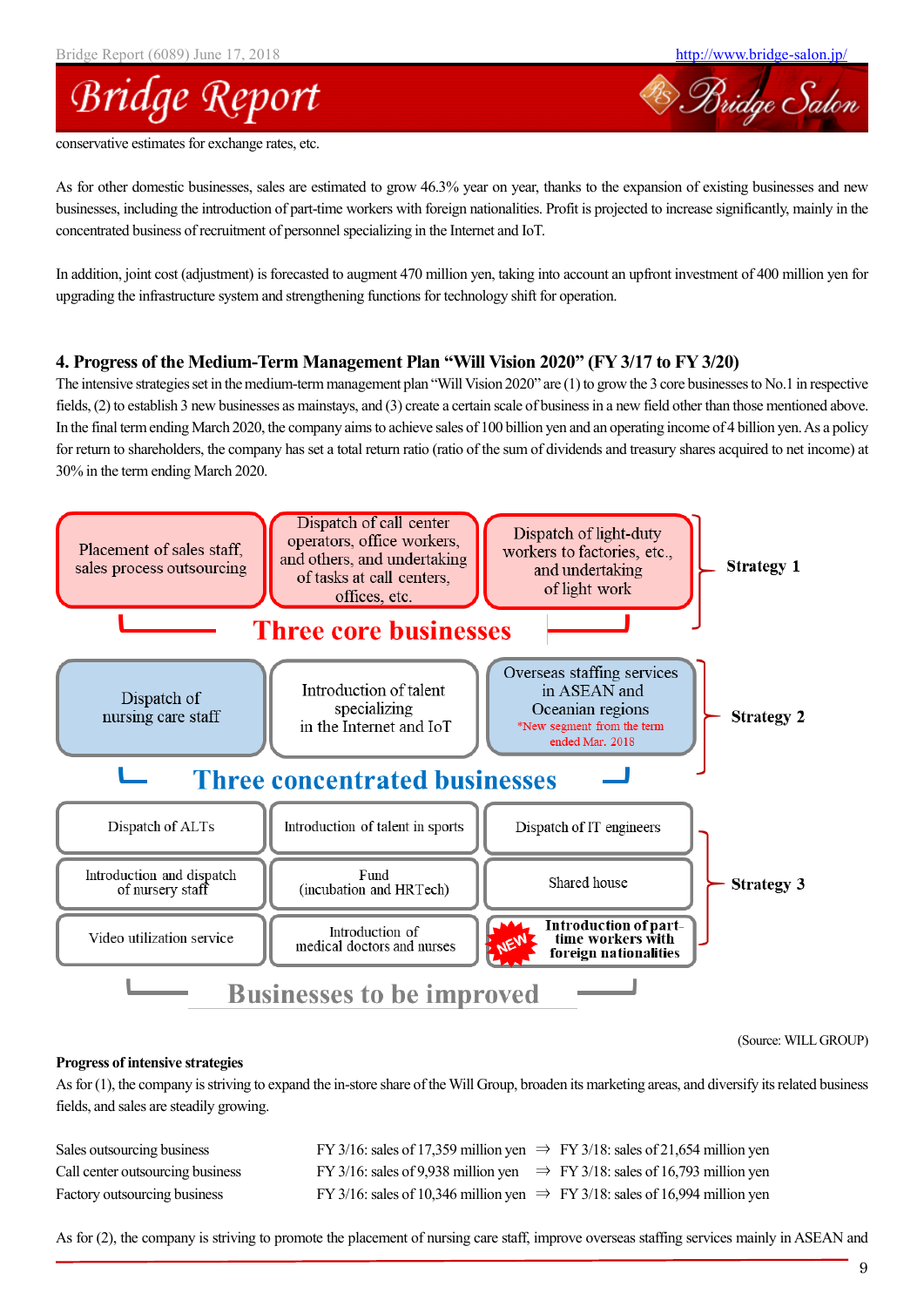conservative estimates for exchange rates, etc.

As for other domestic businesses, sales are estimated to grow 46.3% year on year, thanks to the expansion of existing businesses and new businesses, including the introduction of part-time workers with foreign nationalities. Profit is projected to increase significantly, mainly in the concentrated business of recruitment of personnel specializing in the Internet and IoT.

In addition, joint cost (adjustment) is forecasted to augment 470 million yen, taking into account an upfront investment of 400 million yen for upgrading the infrastructure system and strengthening functions for technology shift for operation.

## 4. Progress of the Medium-Term Management Plan "Will Vision 2020" (FY 3/17 to FY 3/20)

The intensive strategies set in the medium-term management plan "Will Vision 2020" are (1) to grow the 3 core businesses to No.1 in respective fields, (2) to establish 3 new businesses as mainstays, and (3) create a certain scale of business in a new field other than those mentioned above. In the final term ending March 2020, the company aims to achieve sales of 100 billion yen and an operating income of 4 billion yen. As a policy for return to shareholders, the company has set a total return ratio (ratio of the sum of dividends and treasury shares acquired to net income) at 30% in the term ending March 2020.

**Strategy 1 – Three core businesses**
- Placement of sales staff, sales process outsourcing
- Dispatch of call center operators, office workers, and others, and undertaking of tasks at call centers, offices, etc.
- Dispatch of light-duty workers to factories, etc., and undertaking of light work

**Strategy 2 – Three concentrated businesses**
- Dispatch of nursing care staff
- Introduction of talent specializing in the Internet and IoT
- Overseas staffing services in ASEAN and Oceanian regions (*New segment from the term ended Mar. 2018)

**Strategy 3 – Businesses to be improved**
- Dispatch of ALTs
- Introduction of talent in sports
- Dispatch of IT engineers
- Introduction and dispatch of nursery staff
- Fund (incubation and HRTech)
- Shared house
- Video utilization service
- Introduction of medical doctors and nurses
- Introduction of part-time workers with foreign nationalities (NEW)

(Source: WILL GROUP)

**Progress of intensive strategies**

As for (1), the company is striving to expand the in-store share of the Will Group, broaden its marketing areas, and diversify its related business fields, and sales are steadily growing.

| | | |
|---|---|---|
| Sales outsourcing business | FY 3/16: sales of 17,359 million yen ⇒ | FY 3/18: sales of 21,654 million yen |
| Call center outsourcing business | FY 3/16: sales of 9,938 million yen ⇒ | FY 3/18: sales of 16,793 million yen |
| Factory outsourcing business | FY 3/16: sales of 10,346 million yen ⇒ | FY 3/18: sales of 16,994 million yen |

As for (2), the company is striving to promote the placement of nursing care staff, improve overseas staffing services mainly in ASEAN and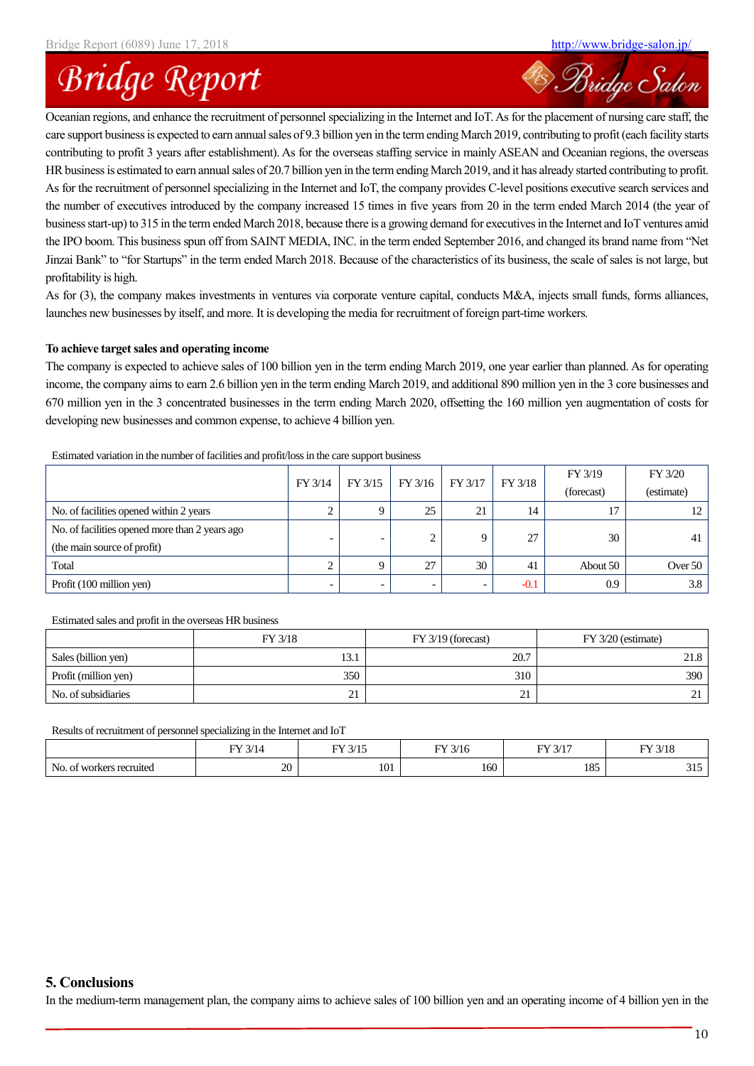Oceanian regions, and enhance the recruitment of personnel specializing in the Internet and IoT. As for the placement of nursing care staff, the care support business is expected to earn annual sales of 9.3 billion yen in the term ending March 2019, contributing to profit (each facility starts contributing to profit 3 years after establishment). As for the overseas staffing service in mainly ASEAN and Oceanian regions, the overseas HR business is estimated to earn annual sales of 20.7 billion yen in the term ending March 2019, and it has already started contributing to profit. As for the recruitment of personnel specializing in the Internet and IoT, the company provides C-level positions executive search services and the number of executives introduced by the company increased 15 times in five years from 20 in the term ended March 2014 (the year of business start-up) to 315 in the term ended March 2018, because there is a growing demand for executives in the Internet and IoT ventures amid the IPO boom. This business spun off from SAINT MEDIA, INC. in the term ended September 2016, and changed its brand name from "Net Jinzai Bank" to "for Startups" in the term ended March 2018. Because of the characteristics of its business, the scale of sales is not large, but profitability is high.

As for (3), the company makes investments in ventures via corporate venture capital, conducts M&A, injects small funds, forms alliances, launches new businesses by itself, and more. It is developing the media for recruitment of foreign part-time workers.

**To achieve target sales and operating income**

The company is expected to achieve sales of 100 billion yen in the term ending March 2019, one year earlier than planned. As for operating income, the company aims to earn 2.6 billion yen in the term ending March 2019, and additional 890 million yen in the 3 core businesses and 670 million yen in the 3 concentrated businesses in the term ending March 2020, offsetting the 160 million yen augmentation of costs for developing new businesses and common expense, to achieve 4 billion yen.

Estimated variation in the number of facilities and profit/loss in the care support business

| | FY 3/14 | FY 3/15 | FY 3/16 | FY 3/17 | FY 3/18 | FY 3/19 (forecast) | FY 3/20 (estimate) |
|---|---|---|---|---|---|---|---|
| No. of facilities opened within 2 years | 2 | 9 | 25 | 21 | 14 | 17 | 12 |
| No. of facilities opened more than 2 years ago (the main source of profit) | - | - | 2 | 9 | 27 | 30 | 41 |
| Total | 2 | 9 | 27 | 30 | 41 | About 50 | Over 50 |
| Profit (100 million yen) | - | - | - | - | -0.1 | 0.9 | 3.8 |

Estimated sales and profit in the overseas HR business

| | FY 3/18 | FY 3/19 (forecast) | FY 3/20 (estimate) |
|---|---|---|---|
| Sales (billion yen) | 13.1 | 20.7 | 21.8 |
| Profit (million yen) | 350 | 310 | 390 |
| No. of subsidiaries | 21 | 21 | 21 |

Results of recruitment of personnel specializing in the Internet and IoT

| | FY 3/14 | FY 3/15 | FY 3/16 | FY 3/17 | FY 3/18 |
|---|---|---|---|---|---|
| No. of workers recruited | 20 | 101 | 160 | 185 | 315 |

## 5. Conclusions

In the medium-term management plan, the company aims to achieve sales of 100 billion yen and an operating income of 4 billion yen in the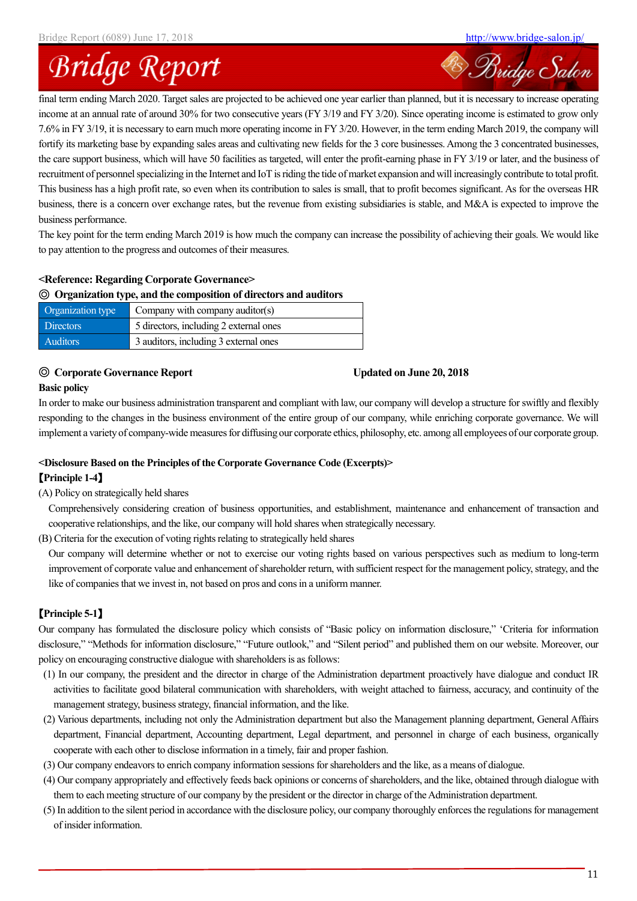final term ending March 2020. Target sales are projected to be achieved one year earlier than planned, but it is necessary to increase operating income at an annual rate of around 30% for two consecutive years (FY 3/19 and FY 3/20). Since operating income is estimated to grow only 7.6% in FY 3/19, it is necessary to earn much more operating income in FY 3/20. However, in the term ending March 2019, the company will fortify its marketing base by expanding sales areas and cultivating new fields for the 3 core businesses. Among the 3 concentrated businesses, the care support business, which will have 50 facilities as targeted, will enter the profit-earning phase in FY 3/19 or later, and the business of recruitment of personnel specializing in the Internet and IoT is riding the tide of market expansion and will increasingly contribute to total profit. This business has a high profit rate, so even when its contribution to sales is small, that to profit becomes significant. As for the overseas HR business, there is a concern over exchange rates, but the revenue from existing subsidiaries is stable, and M&A is expected to improve the business performance.

The key point for the term ending March 2019 is how much the company can increase the possibility of achieving their goals. We would like to pay attention to the progress and outcomes of their measures.

**<Reference: Regarding Corporate Governance>**

**◎ Organization type, and the composition of directors and auditors**

| Organization type | Company with company auditor(s) |
|---|---|
| Directors | 5 directors, including 2 external ones |
| Auditors | 3 auditors, including 3 external ones |

**◎ Corporate Governance Report** **Updated on June 20, 2018**

**Basic policy**

In order to make our business administration transparent and compliant with law, our company will develop a structure for swiftly and flexibly responding to the changes in the business environment of the entire group of our company, while enriching corporate governance. We will implement a variety of company-wide measures for diffusing our corporate ethics, philosophy, etc. among all employees of our corporate group.

**<Disclosure Based on the Principles of the Corporate Governance Code (Excerpts)>**

**【Principle 1-4】**

(A) Policy on strategically held shares

Comprehensively considering creation of business opportunities, and establishment, maintenance and enhancement of transaction and cooperative relationships, and the like, our company will hold shares when strategically necessary.

(B) Criteria for the execution of voting rights relating to strategically held shares

Our company will determine whether or not to exercise our voting rights based on various perspectives such as medium to long-term improvement of corporate value and enhancement of shareholder return, with sufficient respect for the management policy, strategy, and the like of companies that we invest in, not based on pros and cons in a uniform manner.

**【Principle 5-1】**

Our company has formulated the disclosure policy which consists of "Basic policy on information disclosure," 'Criteria for information disclosure," "Methods for information disclosure," "Future outlook," and "Silent period" and published them on our website. Moreover, our policy on encouraging constructive dialogue with shareholders is as follows:

(1) In our company, the president and the director in charge of the Administration department proactively have dialogue and conduct IR activities to facilitate good bilateral communication with shareholders, with weight attached to fairness, accuracy, and continuity of the management strategy, business strategy, financial information, and the like.

(2) Various departments, including not only the Administration department but also the Management planning department, General Affairs department, Financial department, Accounting department, Legal department, and personnel in charge of each business, organically cooperate with each other to disclose information in a timely, fair and proper fashion.

(3) Our company endeavors to enrich company information sessions for shareholders and the like, as a means of dialogue.

(4) Our company appropriately and effectively feeds back opinions or concerns of shareholders, and the like, obtained through dialogue with them to each meeting structure of our company by the president or the director in charge of the Administration department.

(5) In addition to the silent period in accordance with the disclosure policy, our company thoroughly enforces the regulations for management of insider information.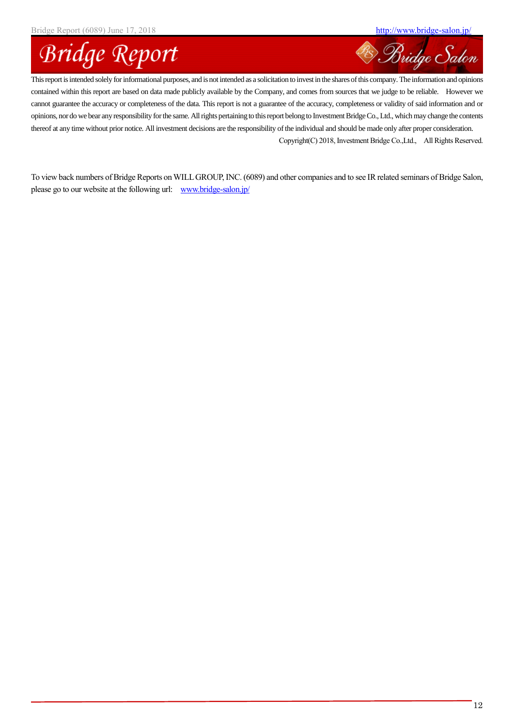This report is intended solely for informational purposes, and is not intended as a solicitation to invest in the shares of this company. The information and opinions contained within this report are based on data made publicly available by the Company, and comes from sources that we judge to be reliable. However we cannot guarantee the accuracy or completeness of the data. This report is not a guarantee of the accuracy, completeness or validity of said information and or opinions, nor do we bear any responsibility for the same. All rights pertaining to this report belong to Investment Bridge Co., Ltd., which may change the contents thereof at any time without prior notice. All investment decisions are the responsibility of the individual and should be made only after proper consideration.

Copyright(C) 2018, Investment Bridge Co.,Ltd., All Rights Reserved.

To view back numbers of Bridge Reports on WILL GROUP, INC. (6089) and other companies and to see IR related seminars of Bridge Salon, please go to our website at the following url: www.bridge-salon.jp/